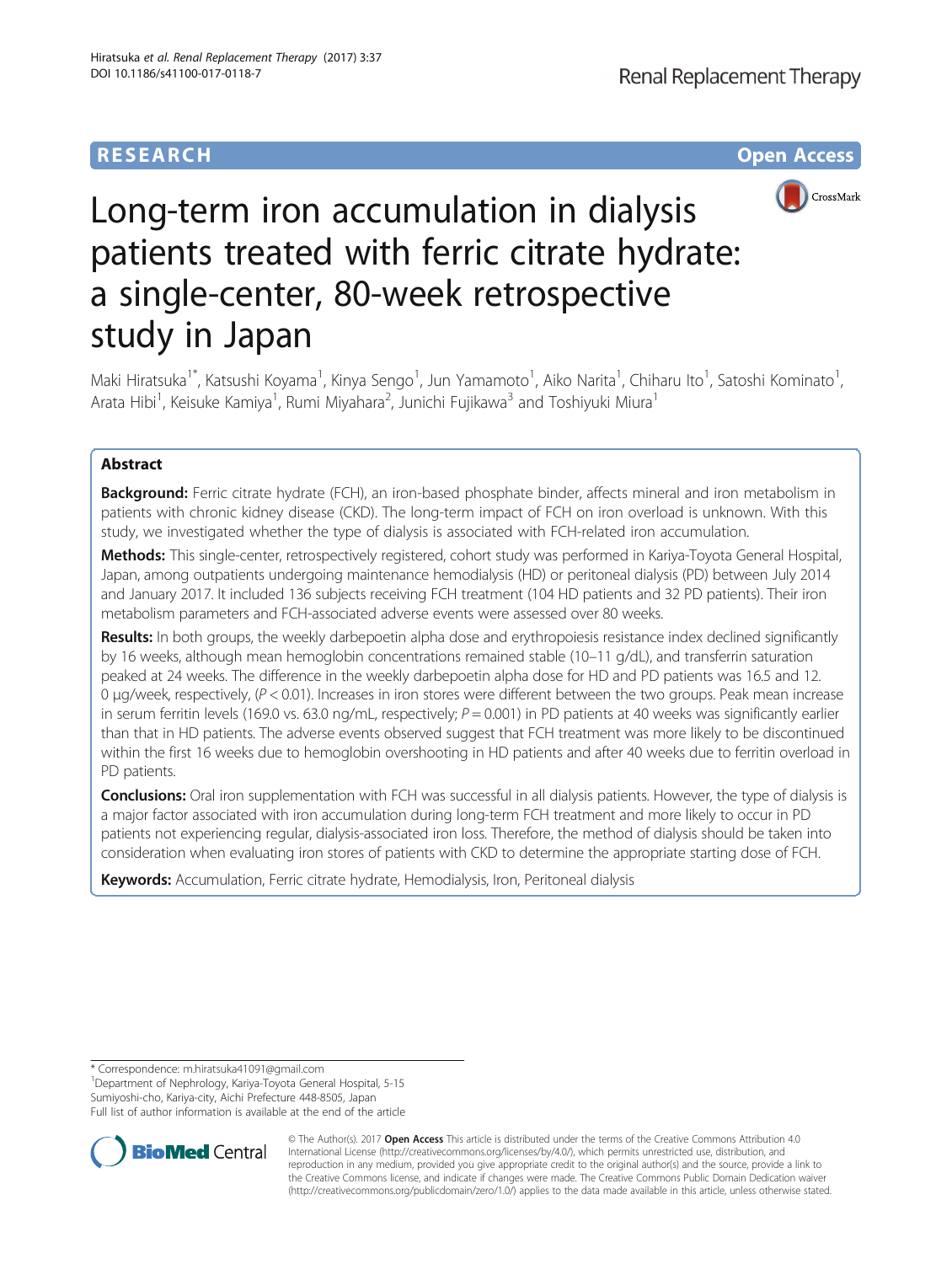RESEARCH

Open Access

# Long-term iron accumulation in dialysis patients treated with ferric citrate hydrate: a single-center, 80-week retrospective study in Japan

Maki Hiratsuka[1*], Katsushi Koyama[1], Kinya Sengo[1], Jun Yamamoto[1], Aiko Narita[1], Chiharu Ito[1], Satoshi Kominato[1], Arata Hibi[1], Keisuke Kamiya[1], Rumi Miyahara[2], Junichi Fujikawa[3] and Toshiyuki Miura[1]

## Abstract

**Background:** Ferric citrate hydrate (FCH), an iron-based phosphate binder, affects mineral and iron metabolism in patients with chronic kidney disease (CKD). The long-term impact of FCH on iron overload is unknown. With this study, we investigated whether the type of dialysis is associated with FCH-related iron accumulation.

**Methods:** This single-center, retrospectively registered, cohort study was performed in Kariya-Toyota General Hospital, Japan, among outpatients undergoing maintenance hemodialysis (HD) or peritoneal dialysis (PD) between July 2014 and January 2017. It included 136 subjects receiving FCH treatment (104 HD patients and 32 PD patients). Their iron metabolism parameters and FCH-associated adverse events were assessed over 80 weeks.

**Results:** In both groups, the weekly darbepoetin alpha dose and erythropoiesis resistance index declined significantly by 16 weeks, although mean hemoglobin concentrations remained stable (10–11 g/dL), and transferrin saturation peaked at 24 weeks. The difference in the weekly darbepoetin alpha dose for HD and PD patients was 16.5 and 12.0 μg/week, respectively, ($P < 0.01$). Increases in iron stores were different between the two groups. Peak mean increase in serum ferritin levels (169.0 vs. 63.0 ng/mL, respectively; $P = 0.001$) in PD patients at 40 weeks was significantly earlier than that in HD patients. The adverse events observed suggest that FCH treatment was more likely to be discontinued within the first 16 weeks due to hemoglobin overshooting in HD patients and after 40 weeks due to ferritin overload in PD patients.

**Conclusions:** Oral iron supplementation with FCH was successful in all dialysis patients. However, the type of dialysis is a major factor associated with iron accumulation during long-term FCH treatment and more likely to occur in PD patients not experiencing regular, dialysis-associated iron loss. Therefore, the method of dialysis should be taken into consideration when evaluating iron stores of patients with CKD to determine the appropriate starting dose of FCH.

**Keywords:** Accumulation, Ferric citrate hydrate, Hemodialysis, Iron, Peritoneal dialysis

---

* Correspondence: m.hiratsuka41091@gmail.com
[1]Department of Nephrology, Kariya-Toyota General Hospital, 5-15 Sumiyoshi-cho, Kariya-city, Aichi Prefecture 448-8505, Japan
Full list of author information is available at the end of the article

© The Author(s). 2017 **Open Access** This article is distributed under the terms of the Creative Commons Attribution 4.0 International License (http://creativecommons.org/licenses/by/4.0/), which permits unrestricted use, distribution, and reproduction in any medium, provided you give appropriate credit to the original author(s) and the source, provide a link to the Creative Commons license, and indicate if changes were made. The Creative Commons Public Domain Dedication waiver (http://creativecommons.org/publicdomain/zero/1.0/) applies to the data made available in this article, unless otherwise stated.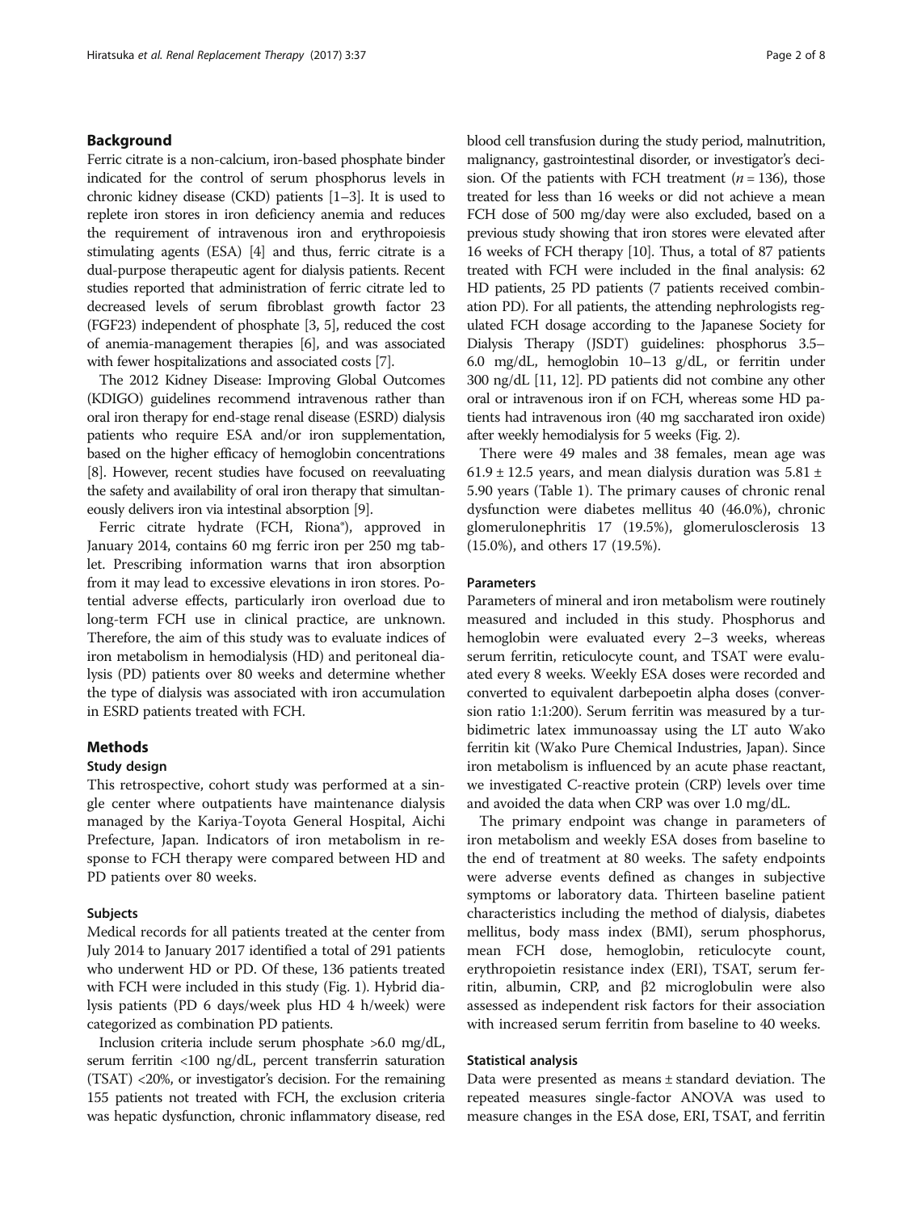## Background

Ferric citrate is a non-calcium, iron-based phosphate binder indicated for the control of serum phosphorus levels in chronic kidney disease (CKD) patients [1–3]. It is used to replete iron stores in iron deficiency anemia and reduces the requirement of intravenous iron and erythropoiesis stimulating agents (ESA) [4] and thus, ferric citrate is a dual-purpose therapeutic agent for dialysis patients. Recent studies reported that administration of ferric citrate led to decreased levels of serum fibroblast growth factor 23 (FGF23) independent of phosphate [3, 5], reduced the cost of anemia-management therapies [6], and was associated with fewer hospitalizations and associated costs [7].

The 2012 Kidney Disease: Improving Global Outcomes (KDIGO) guidelines recommend intravenous rather than oral iron therapy for end-stage renal disease (ESRD) dialysis patients who require ESA and/or iron supplementation, based on the higher efficacy of hemoglobin concentrations [8]. However, recent studies have focused on reevaluating the safety and availability of oral iron therapy that simultaneously delivers iron via intestinal absorption [9].

Ferric citrate hydrate (FCH, Riona®), approved in January 2014, contains 60 mg ferric iron per 250 mg tablet. Prescribing information warns that iron absorption from it may lead to excessive elevations in iron stores. Potential adverse effects, particularly iron overload due to long-term FCH use in clinical practice, are unknown. Therefore, the aim of this study was to evaluate indices of iron metabolism in hemodialysis (HD) and peritoneal dialysis (PD) patients over 80 weeks and determine whether the type of dialysis was associated with iron accumulation in ESRD patients treated with FCH.

## Methods

### Study design

This retrospective, cohort study was performed at a single center where outpatients have maintenance dialysis managed by the Kariya-Toyota General Hospital, Aichi Prefecture, Japan. Indicators of iron metabolism in response to FCH therapy were compared between HD and PD patients over 80 weeks.

### Subjects

Medical records for all patients treated at the center from July 2014 to January 2017 identified a total of 291 patients who underwent HD or PD. Of these, 136 patients treated with FCH were included in this study (Fig. 1). Hybrid dialysis patients (PD 6 days/week plus HD 4 h/week) were categorized as combination PD patients.

Inclusion criteria include serum phosphate >6.0 mg/dL, serum ferritin <100 ng/dL, percent transferrin saturation (TSAT) <20%, or investigator's decision. For the remaining 155 patients not treated with FCH, the exclusion criteria was hepatic dysfunction, chronic inflammatory disease, red blood cell transfusion during the study period, malnutrition, malignancy, gastrointestinal disorder, or investigator's decision. Of the patients with FCH treatment ($n = 136$), those treated for less than 16 weeks or did not achieve a mean FCH dose of 500 mg/day were also excluded, based on a previous study showing that iron stores were elevated after 16 weeks of FCH therapy [10]. Thus, a total of 87 patients treated with FCH were included in the final analysis: 62 HD patients, 25 PD patients (7 patients received combination PD). For all patients, the attending nephrologists regulated FCH dosage according to the Japanese Society for Dialysis Therapy (JSDT) guidelines: phosphorus 3.5–6.0 mg/dL, hemoglobin 10–13 g/dL, or ferritin under 300 ng/dL [11, 12]. PD patients did not combine any other oral or intravenous iron if on FCH, whereas some HD patients had intravenous iron (40 mg saccharated iron oxide) after weekly hemodialysis for 5 weeks (Fig. 2).

There were 49 males and 38 females, mean age was $61.9 \pm 12.5$ years, and mean dialysis duration was $5.81 \pm 5.90$ years (Table 1). The primary causes of chronic renal dysfunction were diabetes mellitus 40 (46.0%), chronic glomerulonephritis 17 (19.5%), glomerulosclerosis 13 (15.0%), and others 17 (19.5%).

### Parameters

Parameters of mineral and iron metabolism were routinely measured and included in this study. Phosphorus and hemoglobin were evaluated every 2–3 weeks, whereas serum ferritin, reticulocyte count, and TSAT were evaluated every 8 weeks. Weekly ESA doses were recorded and converted to equivalent darbepoetin alpha doses (conversion ratio 1:1:200). Serum ferritin was measured by a turbidimetric latex immunoassay using the LT auto Wako ferritin kit (Wako Pure Chemical Industries, Japan). Since iron metabolism is influenced by an acute phase reactant, we investigated C-reactive protein (CRP) levels over time and avoided the data when CRP was over 1.0 mg/dL.

The primary endpoint was change in parameters of iron metabolism and weekly ESA doses from baseline to the end of treatment at 80 weeks. The safety endpoints were adverse events defined as changes in subjective symptoms or laboratory data. Thirteen baseline patient characteristics including the method of dialysis, diabetes mellitus, body mass index (BMI), serum phosphorus, mean FCH dose, hemoglobin, reticulocyte count, erythropoietin resistance index (ERI), TSAT, serum ferritin, albumin, CRP, and β2 microglobulin were also assessed as independent risk factors for their association with increased serum ferritin from baseline to 40 weeks.

### Statistical analysis

Data were presented as means ± standard deviation. The repeated measures single-factor ANOVA was used to measure changes in the ESA dose, ERI, TSAT, and ferritin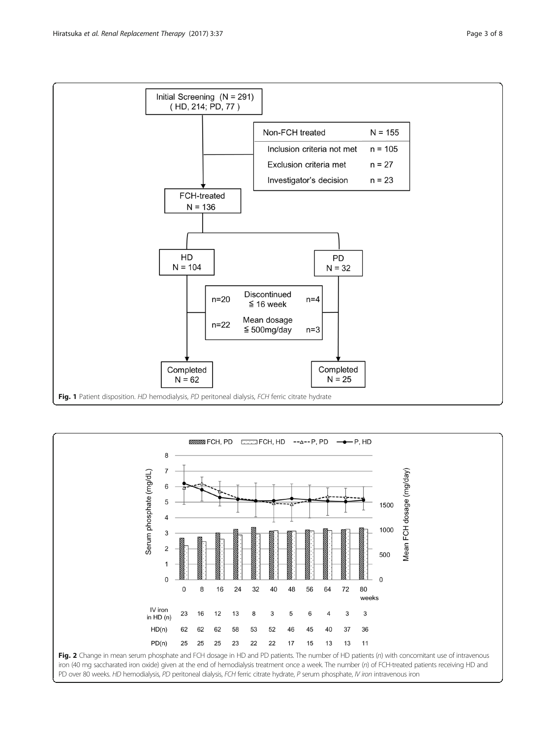**Fig. 1** Patient disposition. *HD* hemodialysis, *PD* peritoneal dialysis, *FCH* ferric citrate hydrate

**Fig. 2** Change in mean serum phosphate and FCH dosage in HD and PD patients. The number of HD patients (*n*) with concomitant use of intravenous iron (40 mg saccharated iron oxide) given at the end of hemodialysis treatment once a week. The number (*n*) of FCH-treated patients receiving HD and PD over 80 weeks. *HD* hemodialysis, *PD* peritoneal dialysis, *FCH* ferric citrate hydrate, *P* serum phosphate, *IV iron* intravenous iron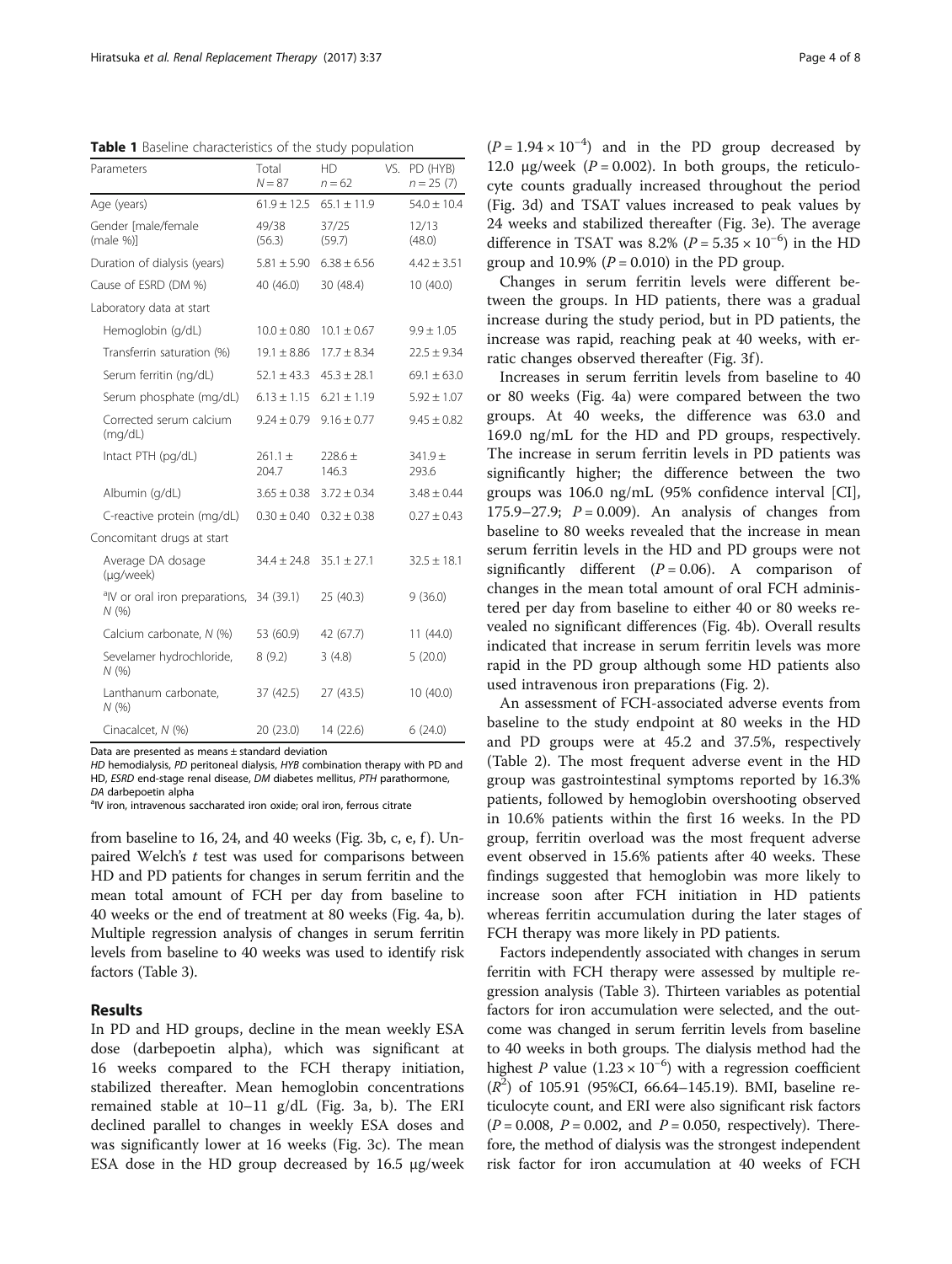**Table 1** Baseline characteristics of the study population

| Parameters | Total $N = 87$ | HD $n = 62$ | VS. | PD (HYB) $n = 25$ (7) |
|---|---|---|---|---|
| Age (years) | 61.9 ± 12.5 | 65.1 ± 11.9 | | 54.0 ± 10.4 |
| Gender [male/female (male %)] | 49/38 (56.3) | 37/25 (59.7) | | 12/13 (48.0) |
| Duration of dialysis (years) | 5.81 ± 5.90 | 6.38 ± 6.56 | | 4.42 ± 3.51 |
| Cause of ESRD (DM %) | 40 (46.0) | 30 (48.4) | | 10 (40.0) |
| Laboratory data at start | | | | |
| Hemoglobin (g/dL) | 10.0 ± 0.80 | 10.1 ± 0.67 | | 9.9 ± 1.05 |
| Transferrin saturation (%) | 19.1 ± 8.86 | 17.7 ± 8.34 | | 22.5 ± 9.34 |
| Serum ferritin (ng/dL) | 52.1 ± 43.3 | 45.3 ± 28.1 | | 69.1 ± 63.0 |
| Serum phosphate (mg/dL) | 6.13 ± 1.15 | 6.21 ± 1.19 | | 5.92 ± 1.07 |
| Corrected serum calcium (mg/dL) | 9.24 ± 0.79 | 9.16 ± 0.77 | | 9.45 ± 0.82 |
| Intact PTH (pg/dL) | 261.1 ± 204.7 | 228.6 ± 146.3 | | 341.9 ± 293.6 |
| Albumin (g/dL) | 3.65 ± 0.38 | 3.72 ± 0.34 | | 3.48 ± 0.44 |
| C-reactive protein (mg/dL) | 0.30 ± 0.40 | 0.32 ± 0.38 | | 0.27 ± 0.43 |
| Concomitant drugs at start | | | | |
| Average DA dosage (μg/week) | 34.4 ± 24.8 | 35.1 ± 27.1 | | 32.5 ± 18.1 |
| [a]IV or oral iron preparations, *N* (%) | 34 (39.1) | 25 (40.3) | | 9 (36.0) |
| Calcium carbonate, *N* (%) | 53 (60.9) | 42 (67.7) | | 11 (44.0) |
| Sevelamer hydrochloride, *N* (%) | 8 (9.2) | 3 (4.8) | | 5 (20.0) |
| Lanthanum carbonate, *N* (%) | 37 (42.5) | 27 (43.5) | | 10 (40.0) |
| Cinacalcet, *N* (%) | 20 (23.0) | 14 (22.6) | | 6 (24.0) |

Data are presented as means ± standard deviation

*HD* hemodialysis, *PD* peritoneal dialysis, *HYB* combination therapy with PD and HD, *ESRD* end-stage renal disease, *DM* diabetes mellitus, *PTH* parathormone, *DA* darbepoetin alpha

[a]IV iron, intravenous saccharated iron oxide; oral iron, ferrous citrate

from baseline to 16, 24, and 40 weeks (Fig. 3b, c, e, f). Unpaired Welch's *t* test was used for comparisons between HD and PD patients for changes in serum ferritin and the mean total amount of FCH per day from baseline to 40 weeks or the end of treatment at 80 weeks (Fig. 4a, b). Multiple regression analysis of changes in serum ferritin levels from baseline to 40 weeks was used to identify risk factors (Table 3).

## Results

In PD and HD groups, decline in the mean weekly ESA dose (darbepoetin alpha), which was significant at 16 weeks compared to the FCH therapy initiation, stabilized thereafter. Mean hemoglobin concentrations remained stable at 10–11 g/dL (Fig. 3a, b). The ERI declined parallel to changes in weekly ESA doses and was significantly lower at 16 weeks (Fig. 3c). The mean ESA dose in the HD group decreased by 16.5 μg/week ($P = 1.94 \times 10^{-4}$) and in the PD group decreased by 12.0 μg/week ($P = 0.002$). In both groups, the reticulocyte counts gradually increased throughout the period (Fig. 3d) and TSAT values increased to peak values by 24 weeks and stabilized thereafter (Fig. 3e). The average difference in TSAT was 8.2% ($P = 5.35 \times 10^{-6}$) in the HD group and 10.9% ($P = 0.010$) in the PD group.

Changes in serum ferritin levels were different between the groups. In HD patients, there was a gradual increase during the study period, but in PD patients, the increase was rapid, reaching peak at 40 weeks, with erratic changes observed thereafter (Fig. 3f).

Increases in serum ferritin levels from baseline to 40 or 80 weeks (Fig. 4a) were compared between the two groups. At 40 weeks, the difference was 63.0 and 169.0 ng/mL for the HD and PD groups, respectively. The increase in serum ferritin levels in PD patients was significantly higher; the difference between the two groups was 106.0 ng/mL (95% confidence interval [CI], 175.9–27.9; $P = 0.009$). An analysis of changes from baseline to 80 weeks revealed that the increase in mean serum ferritin levels in the HD and PD groups were not significantly different ($P = 0.06$). A comparison of changes in the mean total amount of oral FCH administered per day from baseline to either 40 or 80 weeks revealed no significant differences (Fig. 4b). Overall results indicated that increase in serum ferritin levels was more rapid in the PD group although some HD patients also used intravenous iron preparations (Fig. 2).

An assessment of FCH-associated adverse events from baseline to the study endpoint at 80 weeks in the HD and PD groups were at 45.2 and 37.5%, respectively (Table 2). The most frequent adverse event in the HD group was gastrointestinal symptoms reported by 16.3% patients, followed by hemoglobin overshooting observed in 10.6% patients within the first 16 weeks. In the PD group, ferritin overload was the most frequent adverse event observed in 15.6% patients after 40 weeks. These findings suggested that hemoglobin was more likely to increase soon after FCH initiation in HD patients whereas ferritin accumulation during the later stages of FCH therapy was more likely in PD patients.

Factors independently associated with changes in serum ferritin with FCH therapy were assessed by multiple regression analysis (Table 3). Thirteen variables as potential factors for iron accumulation were selected, and the outcome was changed in serum ferritin levels from baseline to 40 weeks in both groups. The dialysis method had the highest *P* value ($1.23 \times 10^{-6}$) with a regression coefficient ($R^2$) of 105.91 (95%CI, 66.64–145.19). BMI, baseline reticulocyte count, and ERI were also significant risk factors ($P = 0.008$, $P = 0.002$, and $P = 0.050$, respectively). Therefore, the method of dialysis was the strongest independent risk factor for iron accumulation at 40 weeks of FCH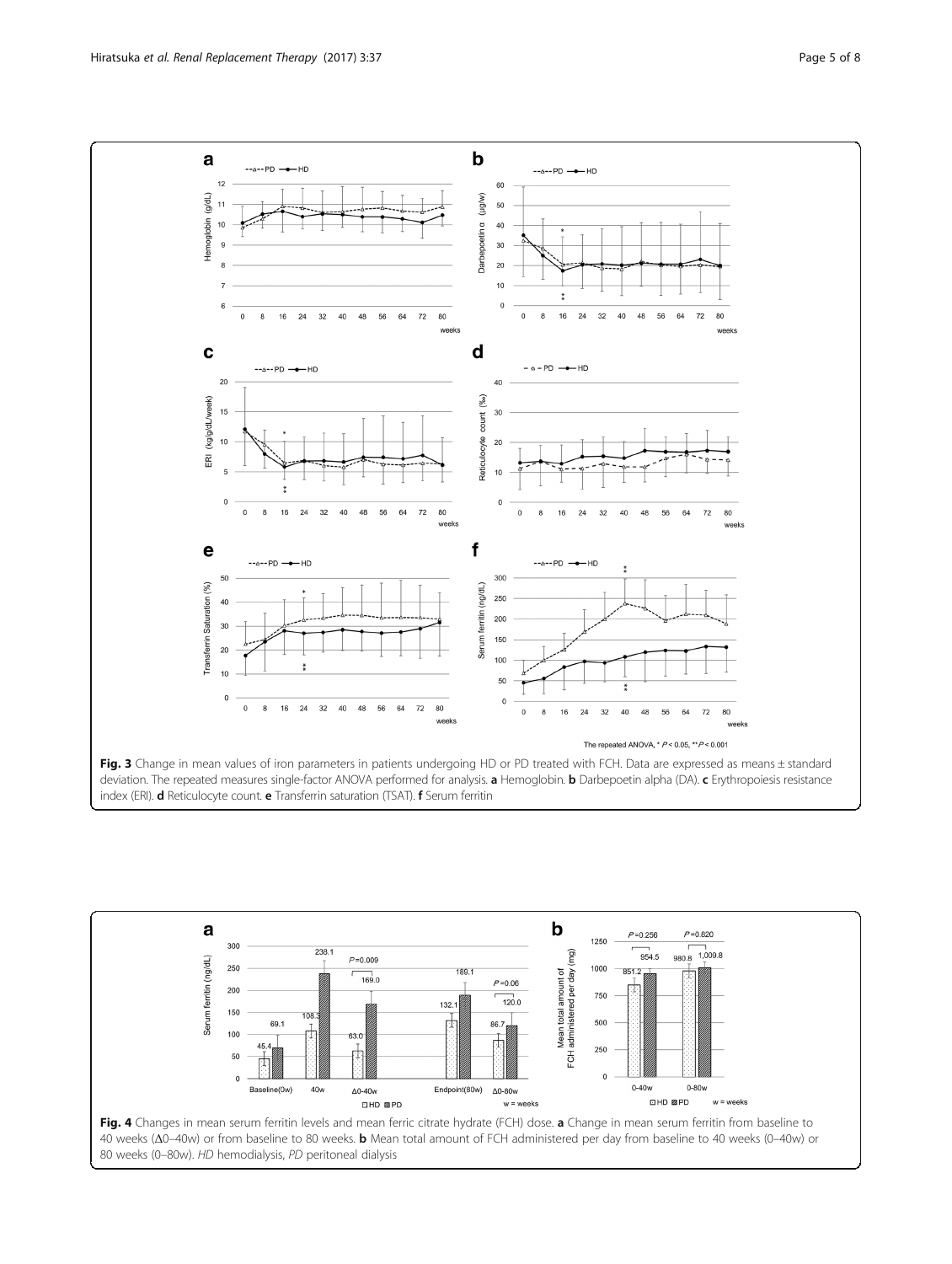**Fig. 3** Change in mean values of iron parameters in patients undergoing HD or PD treated with FCH. Data are expressed as means ± standard deviation. The repeated measures single-factor ANOVA performed for analysis. **a** Hemoglobin. **b** Darbepoetin alpha (DA). **c** Erythropoiesis resistance index (ERI). **d** Reticulocyte count. **e** Transferrin saturation (TSAT). **f** Serum ferritin

**Fig. 4** Changes in mean serum ferritin levels and mean ferric citrate hydrate (FCH) dose. **a** Change in mean serum ferritin from baseline to 40 weeks (Δ0–40w) or from baseline to 80 weeks. **b** Mean total amount of FCH administered per day from baseline to 40 weeks (0–40w) or 80 weeks (0–80w). *HD* hemodialysis, *PD* peritoneal dialysis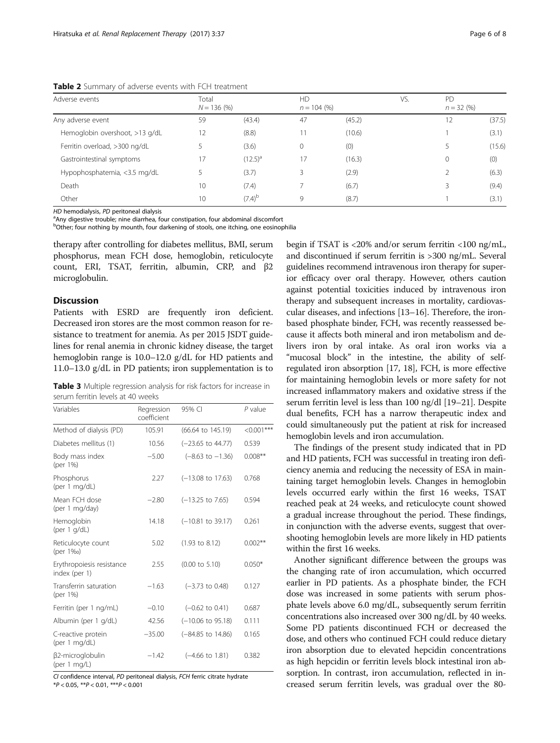**Table 2** Summary of adverse events with FCH treatment

| Adverse events | Total $N = 136$ (%) | | HD $n = 104$ (%) | | VS. | PD $n = 32$ (%) | |
|---|---|---|---|---|---|---|---|
| Any adverse event | 59 | (43.4) | 47 | (45.2) | | 12 | (37.5) |
| Hemoglobin overshoot, >13 g/dL | 12 | (8.8) | 11 | (10.6) | | 1 | (3.1) |
| Ferritin overload, >300 ng/dL | 5 | (3.6) | 0 | (0) | | 5 | (15.6) |
| Gastrointestinal symptoms | 17 | (12.5)[a] | 17 | (16.3) | | 0 | (0) |
| Hypophosphatemia, <3.5 mg/dL | 5 | (3.7) | 3 | (2.9) | | 2 | (6.3) |
| Death | 10 | (7.4) | 7 | (6.7) | | 3 | (9.4) |
| Other | 10 | (7.4)[b] | 9 | (8.7) | | 1 | (3.1) |

*HD* hemodialysis, *PD* peritoneal dialysis

[a]Any digestive trouble; nine diarrhea, four constipation, four abdominal discomfort

[b]Other; four nothing by mounth, four darkening of stools, one itching, one eosinophilia

therapy after controlling for diabetes mellitus, BMI, serum phosphorus, mean FCH dose, hemoglobin, reticulocyte count, ERI, TSAT, ferritin, albumin, CRP, and β2 microglobulin.

## Discussion

Patients with ESRD are frequently iron deficient. Decreased iron stores are the most common reason for resistance to treatment for anemia. As per 2015 JSDT guidelines for renal anemia in chronic kidney disease, the target hemoglobin range is 10.0–12.0 g/dL for HD patients and 11.0–13.0 g/dL in PD patients; iron supplementation is to begin if TSAT is <20% and/or serum ferritin <100 ng/mL, and discontinued if serum ferritin is >300 ng/mL. Several guidelines recommend intravenous iron therapy for superior efficacy over oral therapy. However, others caution against potential toxicities induced by intravenous iron therapy and subsequent increases in mortality, cardiovascular diseases, and infections [13–16]. Therefore, the iron-based phosphate binder, FCH, was recently reassessed because it affects both mineral and iron metabolism and delivers iron by oral intake. As oral iron works via a "mucosal block" in the intestine, the ability of self-regulated iron absorption [17, 18], FCH, is more effective for maintaining hemoglobin levels or more safety for not increased inflammatory makers and oxidative stress if the serum ferritin level is less than 100 ng/dl [19–21]. Despite dual benefits, FCH has a narrow therapeutic index and could simultaneously put the patient at risk for increased hemoglobin levels and iron accumulation.

The findings of the present study indicated that in PD and HD patients, FCH was successful in treating iron deficiency anemia and reducing the necessity of ESA in maintaining target hemoglobin levels. Changes in hemoglobin levels occurred early within the first 16 weeks, TSAT reached peak at 24 weeks, and reticulocyte count showed a gradual increase throughout the period. These findings, in conjunction with the adverse events, suggest that overshooting hemoglobin levels are more likely in HD patients within the first 16 weeks.

Another significant difference between the groups was the changing rate of iron accumulation, which occurred earlier in PD patients. As a phosphate binder, the FCH dose was increased in some patients with serum phosphate levels above 6.0 mg/dL, subsequently serum ferritin concentrations also increased over 300 ng/dL by 40 weeks. Some PD patients discontinued FCH or decreased the dose, and others who continued FCH could reduce dietary iron absorption due to elevated hepcidin concentrations as high hepcidin or ferritin levels block intestinal iron absorption. In contrast, iron accumulation, reflected in increased serum ferritin levels, was gradual over the 80-

**Table 3** Multiple regression analysis for risk factors for increase in serum ferritin levels at 40 weeks

| Variables | Regression coefficient | 95% CI | *P* value |
|---|---|---|---|
| Method of dialysis (PD) | 105.91 | (66.64 to 145.19) | <0.001*** |
| Diabetes mellitus (1) | 10.56 | (−23.65 to 44.77) | 0.539 |
| Body mass index (per 1%) | −5.00 | (−8.63 to −1.36) | 0.008** |
| Phosphorus (per 1 mg/dL) | 2.27 | (−13.08 to 17.63) | 0.768 |
| Mean FCH dose (per 1 mg/day) | −2.80 | (−13.25 to 7.65) | 0.594 |
| Hemoglobin (per 1 g/dL) | 14.18 | (−10.81 to 39.17) | 0.261 |
| Reticulocyte count (per 1‰) | 5.02 | (1.93 to 8.12) | 0.002** |
| Erythropoiesis resistance index (per 1) | 2.55 | (0.00 to 5.10) | 0.050* |
| Transferrin saturation (per 1%) | −1.63 | (−3.73 to 0.48) | 0.127 |
| Ferritin (per 1 ng/mL) | −0.10 | (−0.62 to 0.41) | 0.687 |
| Albumin (per 1 g/dL) | 42.56 | (−10.06 to 95.18) | 0.111 |
| C-reactive protein (per 1 mg/dL) | −35.00 | (−84.85 to 14.86) | 0.165 |
| β2-microglobulin (per 1 mg/L) | −1.42 | (−4.66 to 1.81) | 0.382 |

*CI* confidence interval, *PD* peritoneal dialysis, *FCH* ferric citrate hydrate
*$P < 0.05$, **$P < 0.01$, ***$P < 0.001$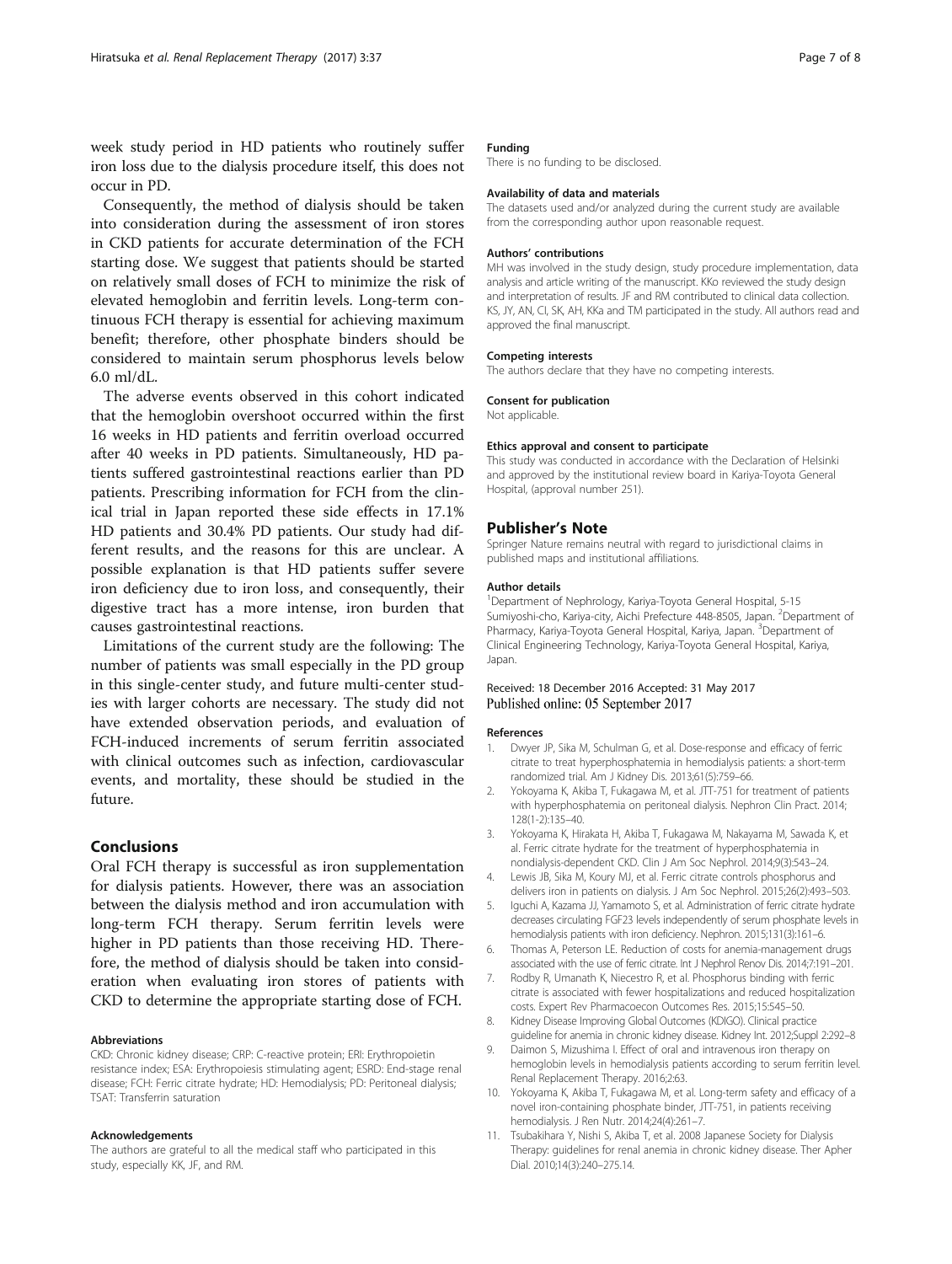week study period in HD patients who routinely suffer iron loss due to the dialysis procedure itself, this does not occur in PD.

Consequently, the method of dialysis should be taken into consideration during the assessment of iron stores in CKD patients for accurate determination of the FCH starting dose. We suggest that patients should be started on relatively small doses of FCH to minimize the risk of elevated hemoglobin and ferritin levels. Long-term continuous FCH therapy is essential for achieving maximum benefit; therefore, other phosphate binders should be considered to maintain serum phosphorus levels below 6.0 ml/dL.

The adverse events observed in this cohort indicated that the hemoglobin overshoot occurred within the first 16 weeks in HD patients and ferritin overload occurred after 40 weeks in PD patients. Simultaneously, HD patients suffered gastrointestinal reactions earlier than PD patients. Prescribing information for FCH from the clinical trial in Japan reported these side effects in 17.1% HD patients and 30.4% PD patients. Our study had different results, and the reasons for this are unclear. A possible explanation is that HD patients suffer severe iron deficiency due to iron loss, and consequently, their digestive tract has a more intense, iron burden that causes gastrointestinal reactions.

Limitations of the current study are the following: The number of patients was small especially in the PD group in this single-center study, and future multi-center studies with larger cohorts are necessary. The study did not have extended observation periods, and evaluation of FCH-induced increments of serum ferritin associated with clinical outcomes such as infection, cardiovascular events, and mortality, these should be studied in the future.

## Conclusions

Oral FCH therapy is successful as iron supplementation for dialysis patients. However, there was an association between the dialysis method and iron accumulation with long-term FCH therapy. Serum ferritin levels were higher in PD patients than those receiving HD. Therefore, the method of dialysis should be taken into consideration when evaluating iron stores of patients with CKD to determine the appropriate starting dose of FCH.

#### Abbreviations

CKD: Chronic kidney disease; CRP: C-reactive protein; ERI: Erythropoietin resistance index; ESA: Erythropoiesis stimulating agent; ESRD: End-stage renal disease; FCH: Ferric citrate hydrate; HD: Hemodialysis; PD: Peritoneal dialysis; TSAT: Transferrin saturation

#### Acknowledgements

The authors are grateful to all the medical staff who participated in this study, especially KK, JF, and RM.

#### Funding

There is no funding to be disclosed.

#### Availability of data and materials

The datasets used and/or analyzed during the current study are available from the corresponding author upon reasonable request.

#### Authors' contributions

MH was involved in the study design, study procedure implementation, data analysis and article writing of the manuscript. KKo reviewed the study design and interpretation of results. JF and RM contributed to clinical data collection. KS, JY, AN, CI, SK, AH, KKa and TM participated in the study. All authors read and approved the final manuscript.

#### Competing interests

The authors declare that they have no competing interests.

#### Consent for publication

Not applicable.

#### Ethics approval and consent to participate

This study was conducted in accordance with the Declaration of Helsinki and approved by the institutional review board in Kariya-Toyota General Hospital, (approval number 251).

## Publisher's Note

Springer Nature remains neutral with regard to jurisdictional claims in published maps and institutional affiliations.

#### Author details

[1]Department of Nephrology, Kariya-Toyota General Hospital, 5-15 Sumiyoshi-cho, Kariya-city, Aichi Prefecture 448-8505, Japan. [2]Department of Pharmacy, Kariya-Toyota General Hospital, Kariya, Japan. [3]Department of Clinical Engineering Technology, Kariya-Toyota General Hospital, Kariya, Japan.

Received: 18 December 2016 Accepted: 31 May 2017
Published online: 05 September 2017

#### References

1. Dwyer JP, Sika M, Schulman G, et al. Dose-response and efficacy of ferric citrate to treat hyperphosphatemia in hemodialysis patients: a short-term randomized trial. Am J Kidney Dis. 2013;61(5):759–66.
2. Yokoyama K, Akiba T, Fukagawa M, et al. JTT-751 for treatment of patients with hyperphosphatemia on peritoneal dialysis. Nephron Clin Pract. 2014;128(1-2):135–40.
3. Yokoyama K, Hirakata H, Akiba T, Fukagawa M, Nakayama M, Sawada K, et al. Ferric citrate hydrate for the treatment of hyperphosphatemia in nondialysis-dependent CKD. Clin J Am Soc Nephrol. 2014;9(3):543–24.
4. Lewis JB, Sika M, Koury MJ, et al. Ferric citrate controls phosphorus and delivers iron in patients on dialysis. J Am Soc Nephrol. 2015;26(2):493–503.
5. Iguchi A, Kazama JJ, Yamamoto S, et al. Administration of ferric citrate hydrate decreases circulating FGF23 levels independently of serum phosphate levels in hemodialysis patients with iron deficiency. Nephron. 2015;131(3):161–6.
6. Thomas A, Peterson LE. Reduction of costs for anemia-management drugs associated with the use of ferric citrate. Int J Nephrol Renov Dis. 2014;7:191–201.
7. Rodby R, Umanath K, Niecestro R, et al. Phosphorus binding with ferric citrate is associated with fewer hospitalizations and reduced hospitalization costs. Expert Rev Pharmacoecon Outcomes Res. 2015;15:545–50.
8. Kidney Disease Improving Global Outcomes (KDIGO). Clinical practice guideline for anemia in chronic kidney disease. Kidney Int. 2012;Suppl 2:292–8
9. Daimon S, Mizushima I. Effect of oral and intravenous iron therapy on hemoglobin levels in hemodialysis patients according to serum ferritin level. Renal Replacement Therapy. 2016;2:63.
10. Yokoyama K, Akiba T, Fukagawa M, et al. Long-term safety and efficacy of a novel iron-containing phosphate binder, JTT-751, in patients receiving hemodialysis. J Ren Nutr. 2014;24(4):261–7.
11. Tsubakihara Y, Nishi S, Akiba T, et al. 2008 Japanese Society for Dialysis Therapy: guidelines for renal anemia in chronic kidney disease. Ther Apher Dial. 2010;14(3):240–275.14.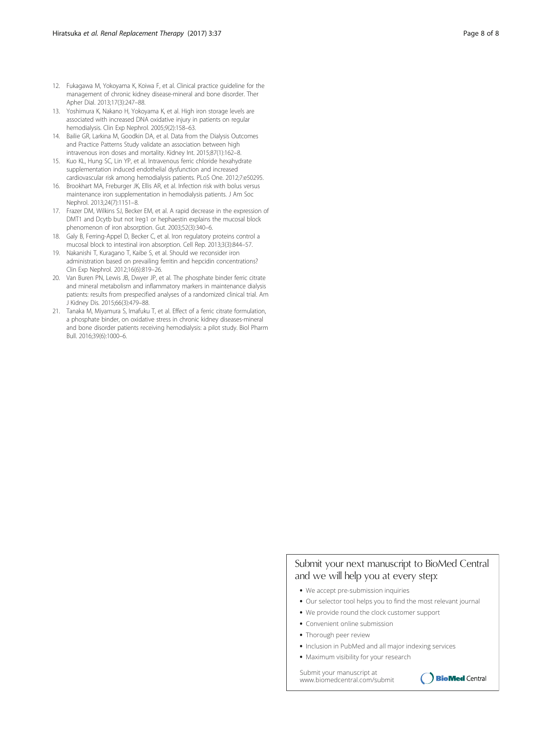12. Fukagawa M, Yokoyama K, Koiwa F, et al. Clinical practice guideline for the management of chronic kidney disease-mineral and bone disorder. Ther Apher Dial. 2013;17(3):247–88.
13. Yoshimura K, Nakano H, Yokoyama K, et al. High iron storage levels are associated with increased DNA oxidative injury in patients on regular hemodialysis. Clin Exp Nephrol. 2005;9(2):158–63.
14. Bailie GR, Larkina M, Goodkin DA, et al. Data from the Dialysis Outcomes and Practice Patterns Study validate an association between high intravenous iron doses and mortality. Kidney Int. 2015;87(1):162–8.
15. Kuo KL, Hung SC, Lin YP, et al. Intravenous ferric chloride hexahydrate supplementation induced endothelial dysfunction and increased cardiovascular risk among hemodialysis patients. PLoS One. 2012;7:e50295.
16. Brookhart MA, Freburger JK, Ellis AR, et al. Infection risk with bolus versus maintenance iron supplementation in hemodialysis patients. J Am Soc Nephrol. 2013;24(7):1151–8.
17. Frazer DM, Wilkins SJ, Becker EM, et al. A rapid decrease in the expression of DMT1 and Dcytb but not Ireg1 or hephaestin explains the mucosal block phenomenon of iron absorption. Gut. 2003;52(3):340–6.
18. Galy B, Ferring-Appel D, Becker C, et al. Iron regulatory proteins control a mucosal block to intestinal iron absorption. Cell Rep. 2013;3(3):844–57.
19. Nakanishi T, Kuragano T, Kaibe S, et al. Should we reconsider iron administration based on prevailing ferritin and hepcidin concentrations? Clin Exp Nephrol. 2012;16(6):819–26.
20. Van Buren PN, Lewis JB, Dwyer JP, et al. The phosphate binder ferric citrate and mineral metabolism and inflammatory markers in maintenance dialysis patients: results from prespecified analyses of a randomized clinical trial. Am J Kidney Dis. 2015;66(3):479–88.
21. Tanaka M, Miyamura S, Imafuku T, et al. Effect of a ferric citrate formulation, a phosphate binder, on oxidative stress in chronic kidney diseases-mineral and bone disorder patients receiving hemodialysis: a pilot study. Biol Pharm Bull. 2016;39(6):1000–6.

Submit your next manuscript to BioMed Central and we will help you at every step:

- We accept pre-submission inquiries
- Our selector tool helps you to find the most relevant journal
- We provide round the clock customer support
- Convenient online submission
- Thorough peer review
- Inclusion in PubMed and all major indexing services
- Maximum visibility for your research

Submit your manuscript at www.biomedcentral.com/submit

BioMed Central